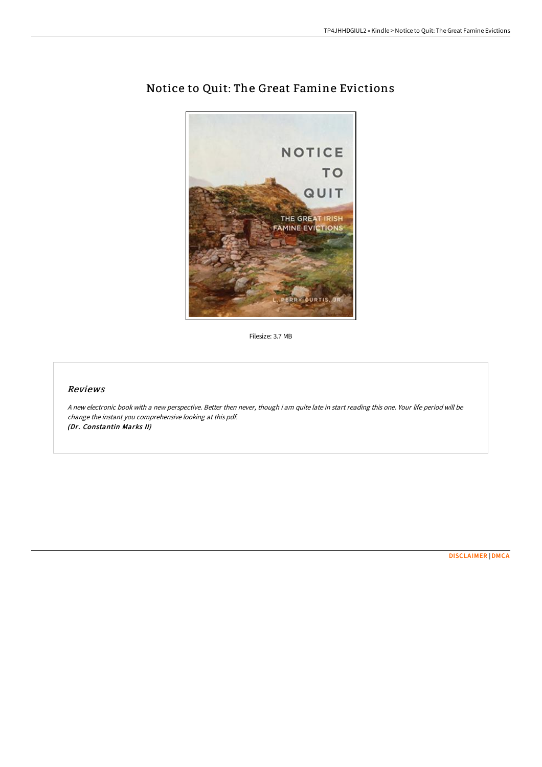# Notice to Quit: The Great Famine Evictions

Filesize: 3.7 MB

## Reviews

*A new electronic book with a new perspective. Better then never, though i am quite late in start reading this one. Your life period will be change the instant you comprehensive looking at this pdf.*
*(Dr. Constantin Marks II)*

DISCLAIMER | DMCA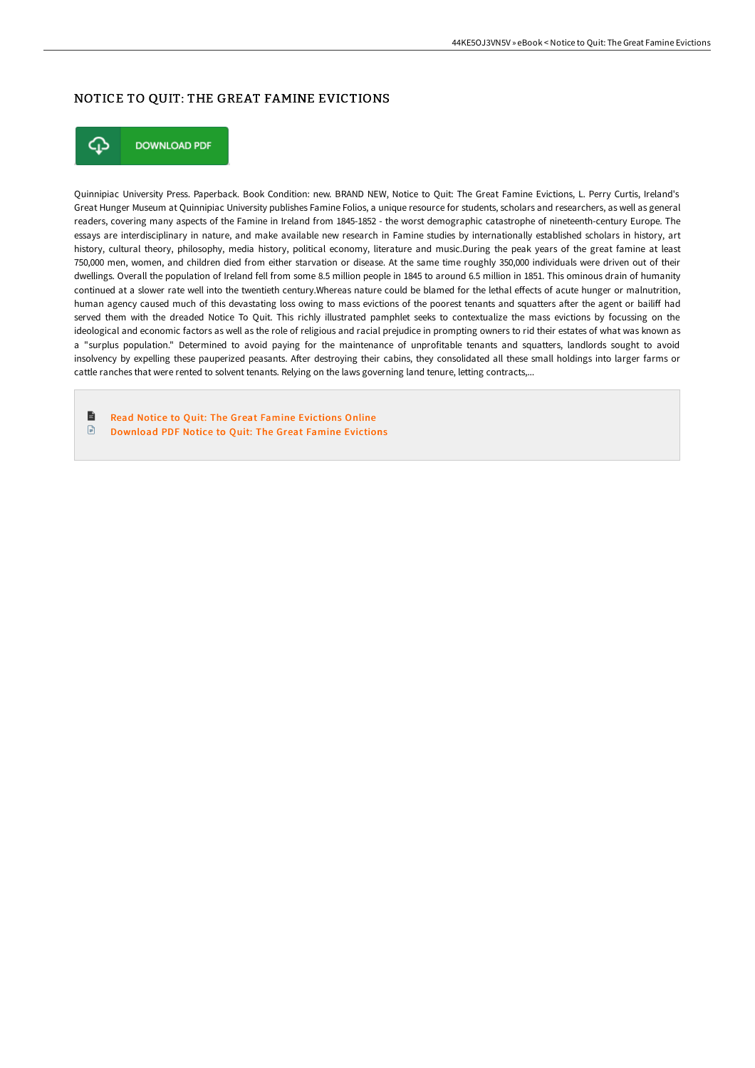# NOTICE TO QUIT: THE GREAT FAMINE EVICTIONS

DOWNLOAD PDF

Quinnipiac University Press. Paperback. Book Condition: new. BRAND NEW, Notice to Quit: The Great Famine Evictions, L. Perry Curtis, Ireland's Great Hunger Museum at Quinnipiac University publishes Famine Folios, a unique resource for students, scholars and researchers, as well as general readers, covering many aspects of the Famine in Ireland from 1845-1852 - the worst demographic catastrophe of nineteenth-century Europe. The essays are interdisciplinary in nature, and make available new research in Famine studies by internationally established scholars in history, art history, cultural theory, philosophy, media history, political economy, literature and music.During the peak years of the great famine at least 750,000 men, women, and children died from either starvation or disease. At the same time roughly 350,000 individuals were driven out of their dwellings. Overall the population of Ireland fell from some 8.5 million people in 1845 to around 6.5 million in 1851. This ominous drain of humanity continued at a slower rate well into the twentieth century.Whereas nature could be blamed for the lethal effects of acute hunger or malnutrition, human agency caused much of this devastating loss owing to mass evictions of the poorest tenants and squatters after the agent or bailiff had served them with the dreaded Notice To Quit. This richly illustrated pamphlet seeks to contextualize the mass evictions by focussing on the ideological and economic factors as well as the role of religious and racial prejudice in prompting owners to rid their estates of what was known as a "surplus population." Determined to avoid paying for the maintenance of unprofitable tenants and squatters, landlords sought to avoid insolvency by expelling these pauperized peasants. After destroying their cabins, they consolidated all these small holdings into larger farms or cattle ranches that were rented to solvent tenants. Relying on the laws governing land tenure, letting contracts,...

- Read Notice to Quit: The Great Famine Evictions Online
- Download PDF Notice to Quit: The Great Famine Evictions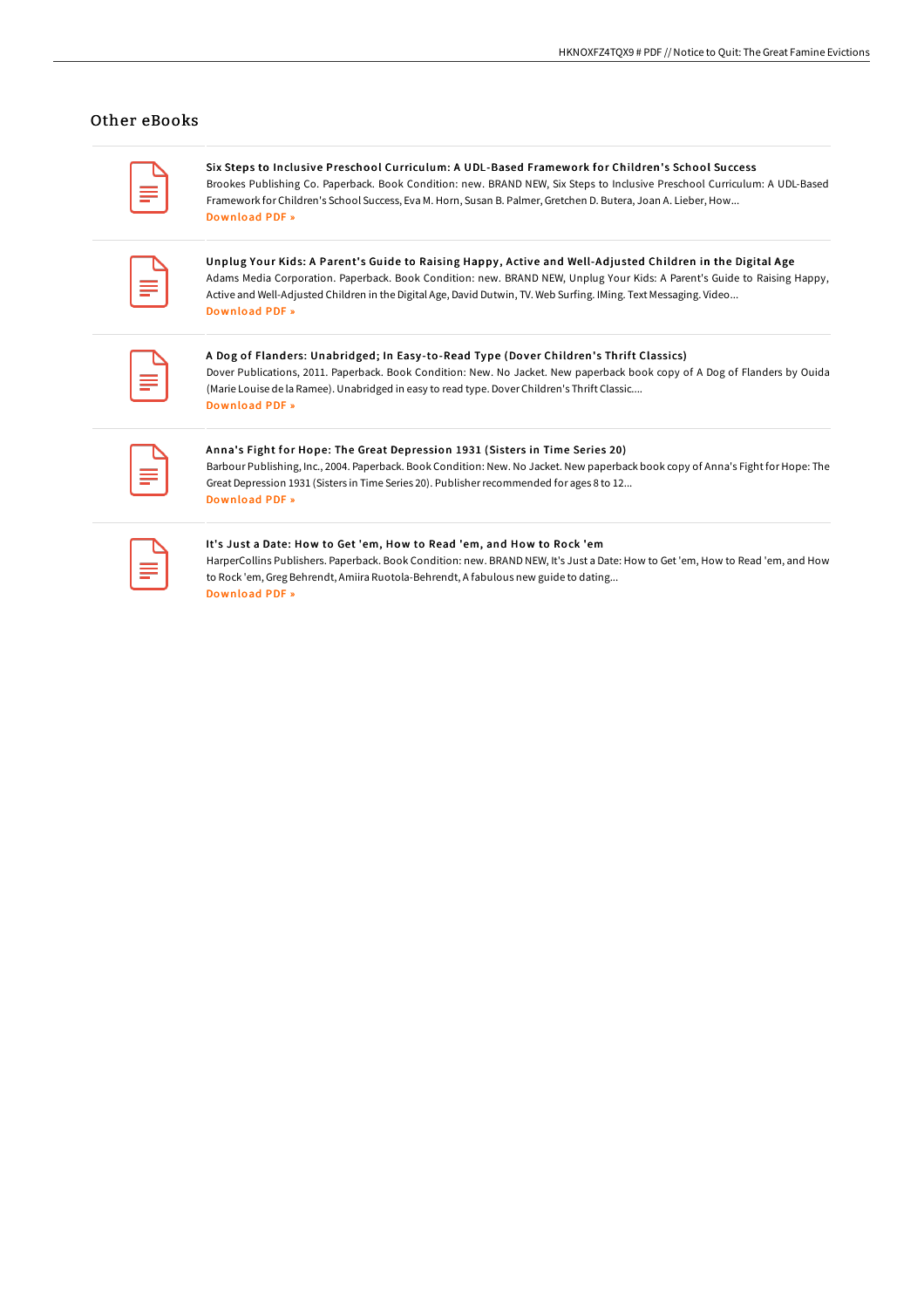## Other eBooks

**Six Steps to Inclusive Preschool Curriculum: A UDL-Based Framework for Children's School Success**
Brookes Publishing Co. Paperback. Book Condition: new. BRAND NEW, Six Steps to Inclusive Preschool Curriculum: A UDL-Based Framework for Children's School Success, Eva M. Horn, Susan B. Palmer, Gretchen D. Butera, Joan A. Lieber, How...
Download PDF »

**Unplug Your Kids: A Parent's Guide to Raising Happy, Active and Well-Adjusted Children in the Digital Age**
Adams Media Corporation. Paperback. Book Condition: new. BRAND NEW, Unplug Your Kids: A Parent's Guide to Raising Happy, Active and Well-Adjusted Children in the Digital Age, David Dutwin, TV. Web Surfing. IMing. Text Messaging. Video...
Download PDF »

**A Dog of Flanders: Unabridged; In Easy-to-Read Type (Dover Children's Thrift Classics)**
Dover Publications, 2011. Paperback. Book Condition: New. No Jacket. New paperback book copy of A Dog of Flanders by Ouida (Marie Louise de la Ramee). Unabridged in easy to read type. Dover Children's Thrift Classic....
Download PDF »

**Anna's Fight for Hope: The Great Depression 1931 (Sisters in Time Series 20)**
Barbour Publishing, Inc., 2004. Paperback. Book Condition: New. No Jacket. New paperback book copy of Anna's Fight for Hope: The Great Depression 1931 (Sisters in Time Series 20). Publisher recommended for ages 8 to 12...
Download PDF »

**It's Just a Date: How to Get 'em, How to Read 'em, and How to Rock 'em**
HarperCollins Publishers. Paperback. Book Condition: new. BRAND NEW, It's Just a Date: How to Get 'em, How to Read 'em, and How to Rock 'em, Greg Behrendt, Amiira Ruotola-Behrendt, A fabulous new guide to dating...
Download PDF »